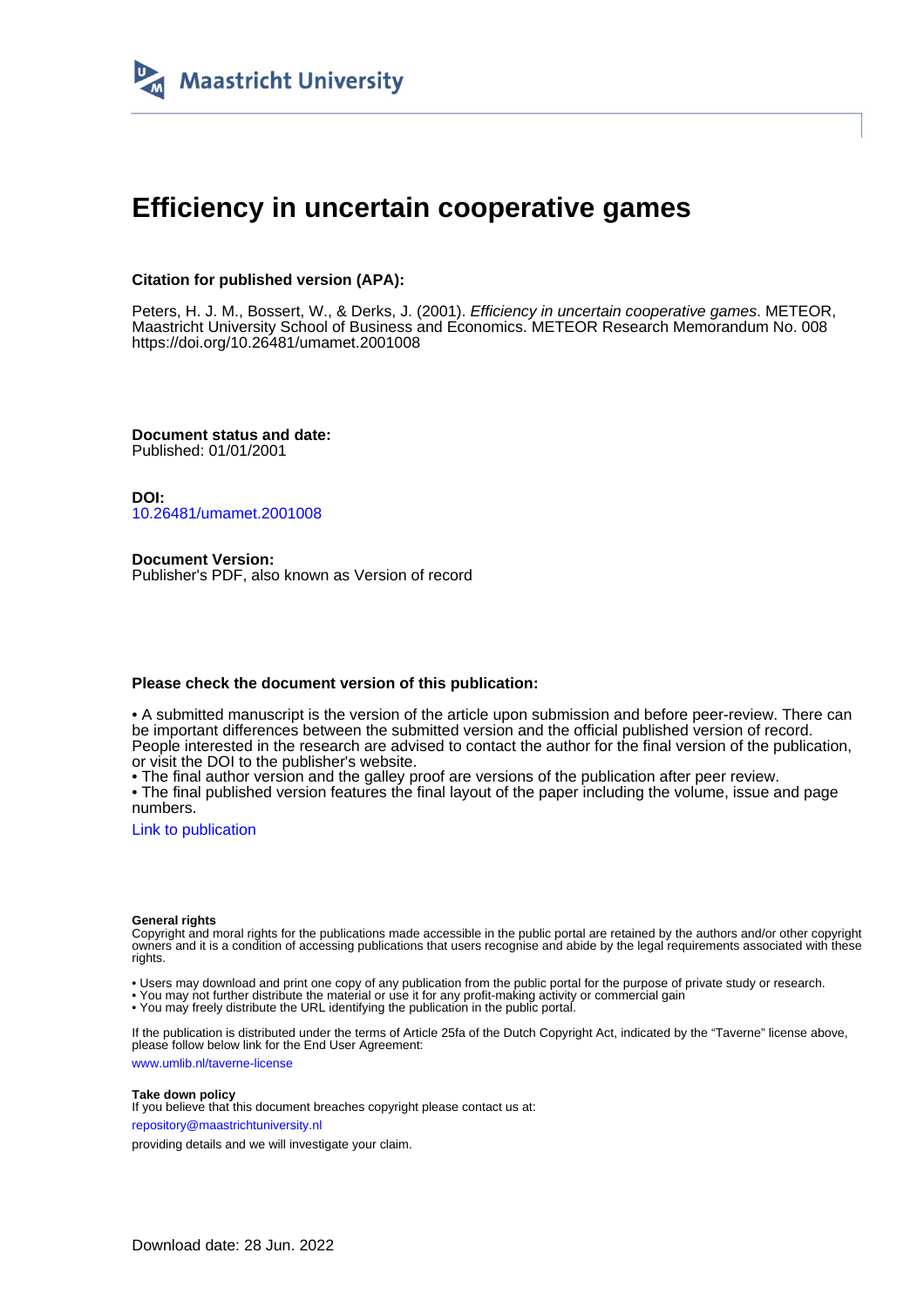Maastricht University

# Efficiency in uncertain cooperative games

**Citation for published version (APA):**

Peters, H. J. M., Bossert, W., & Derks, J. (2001). *Efficiency in uncertain cooperative games*. METEOR, Maastricht University School of Business and Economics. METEOR Research Memorandum No. 008 https://doi.org/10.26481/umamet.2001008

**Document status and date:**
Published: 01/01/2001

**DOI:**
10.26481/umamet.2001008

**Document Version:**
Publisher's PDF, also known as Version of record

**Please check the document version of this publication:**

• A submitted manuscript is the version of the article upon submission and before peer-review. There can be important differences between the submitted version and the official published version of record. People interested in the research are advised to contact the author for the final version of the publication, or visit the DOI to the publisher's website.
• The final author version and the galley proof are versions of the publication after peer review.
• The final published version features the final layout of the paper including the volume, issue and page numbers.

Link to publication

**General rights**
Copyright and moral rights for the publications made accessible in the public portal are retained by the authors and/or other copyright owners and it is a condition of accessing publications that users recognise and abide by the legal requirements associated with these rights.

• Users may download and print one copy of any publication from the public portal for the purpose of private study or research.
• You may not further distribute the material or use it for any profit-making activity or commercial gain
• You may freely distribute the URL identifying the publication in the public portal.

If the publication is distributed under the terms of Article 25fa of the Dutch Copyright Act, indicated by the "Taverne" license above, please follow below link for the End User Agreement:

www.umlib.nl/taverne-license

**Take down policy**
If you believe that this document breaches copyright please contact us at:

repository@maastrichtuniversity.nl

providing details and we will investigate your claim.

Download date: 28 Jun. 2022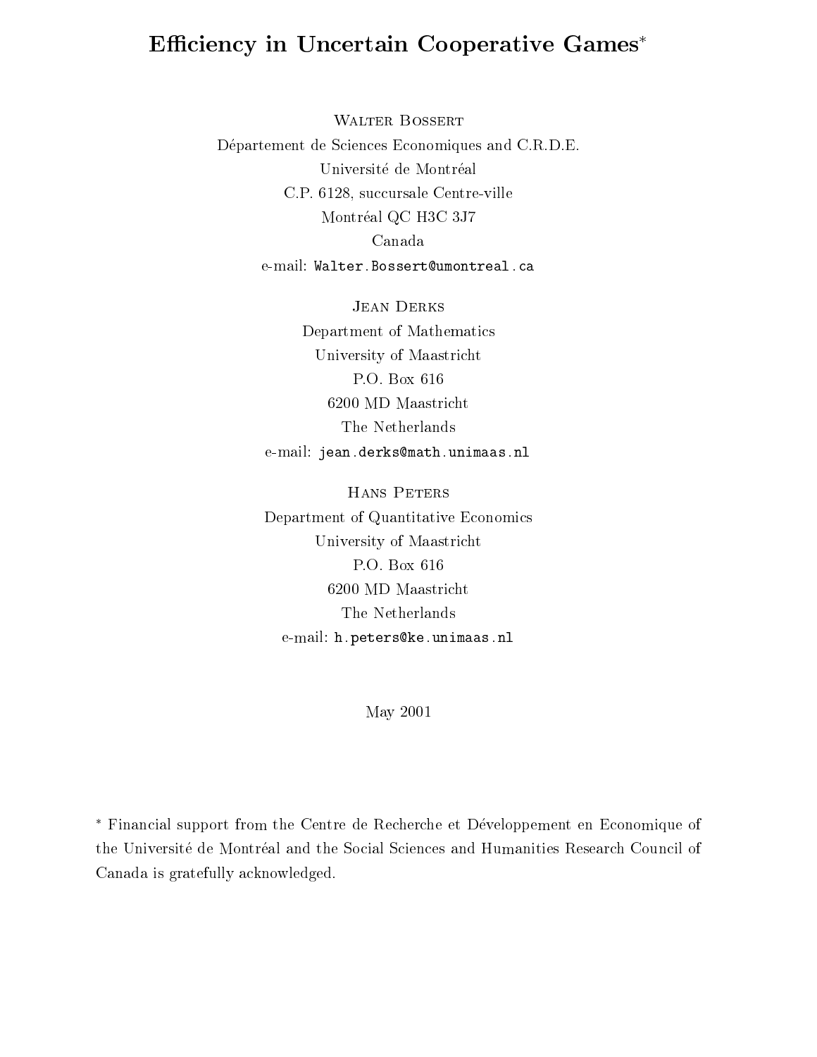# Efficiency in Uncertain Cooperative Games*

Walter Bossert

Département de Sciences Economiques and C.R.D.E.

Université de Montréal

C.P. 6128, succursale Centre-ville

Montréal QC H3C 3J7

Canada

e-mail: Walter.Bossert@umontreal.ca

Jean Derks

Department of Mathematics

University of Maastricht

P.O. Box 616

6200 MD Maastricht

The Netherlands

e-mail: jean.derks@math.unimaas.nl

Hans Peters

Department of Quantitative Economics

University of Maastricht

P.O. Box 616

6200 MD Maastricht

The Netherlands

e-mail: h.peters@ke.unimaas.nl

May 2001

* Financial support from the Centre de Recherche et Développement en Economique of the Université de Montréal and the Social Sciences and Humanities Research Council of Canada is gratefully acknowledged.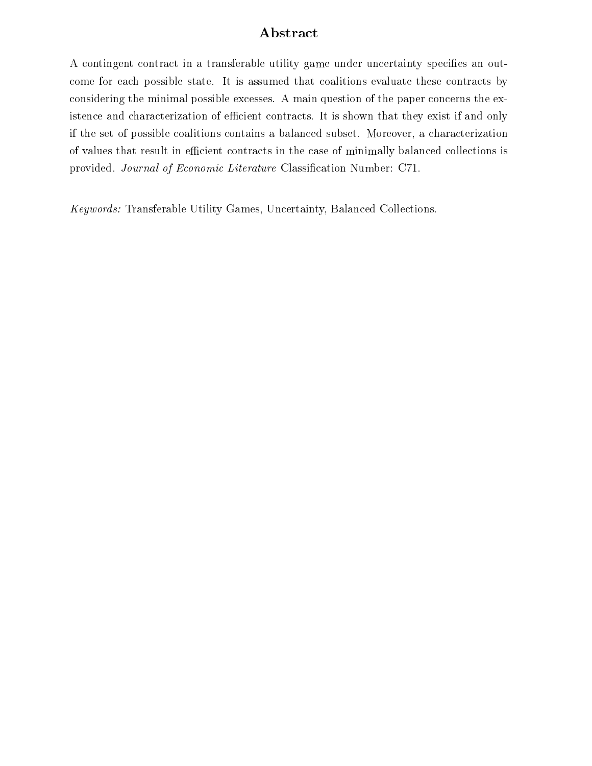## Abstract

A contingent contract in a transferable utility game under uncertainty specifies an outcome for each possible state. It is assumed that coalitions evaluate these contracts by considering the minimal possible excesses. A main question of the paper concerns the existence and characterization of efficient contracts. It is shown that they exist if and only if the set of possible coalitions contains a balanced subset. Moreover, a characterization of values that result in efficient contracts in the case of minimally balanced collections is provided. *Journal of Economic Literature* Classification Number: C71.

*Keywords:* Transferable Utility Games, Uncertainty, Balanced Collections.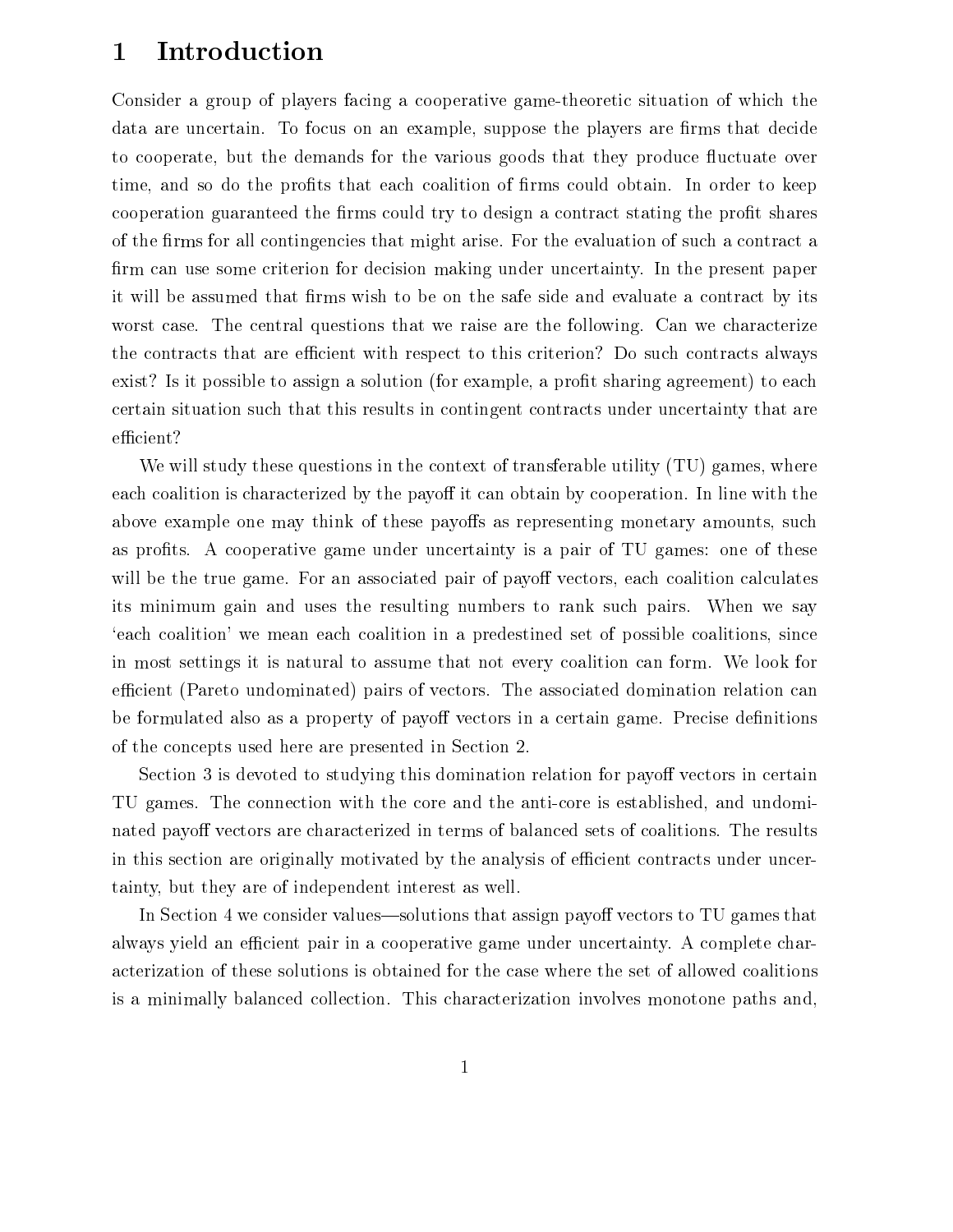# 1 Introduction

Consider a group of players facing a cooperative game-theoretic situation of which the data are uncertain. To focus on an example, suppose the players are firms that decide to cooperate, but the demands for the various goods that they produce fluctuate over time, and so do the profits that each coalition of firms could obtain. In order to keep cooperation guaranteed the firms could try to design a contract stating the profit shares of the firms for all contingencies that might arise. For the evaluation of such a contract a firm can use some criterion for decision making under uncertainty. In the present paper it will be assumed that firms wish to be on the safe side and evaluate a contract by its worst case. The central questions that we raise are the following. Can we characterize the contracts that are efficient with respect to this criterion? Do such contracts always exist? Is it possible to assign a solution (for example, a profit sharing agreement) to each certain situation such that this results in contingent contracts under uncertainty that are efficient?

We will study these questions in the context of transferable utility (TU) games, where each coalition is characterized by the payoff it can obtain by cooperation. In line with the above example one may think of these payoffs as representing monetary amounts, such as profits. A cooperative game under uncertainty is a pair of TU games: one of these will be the true game. For an associated pair of payoff vectors, each coalition calculates its minimum gain and uses the resulting numbers to rank such pairs. When we say 'each coalition' we mean each coalition in a predestined set of possible coalitions, since in most settings it is natural to assume that not every coalition can form. We look for efficient (Pareto undominated) pairs of vectors. The associated domination relation can be formulated also as a property of payoff vectors in a certain game. Precise definitions of the concepts used here are presented in Section 2.

Section 3 is devoted to studying this domination relation for payoff vectors in certain TU games. The connection with the core and the anti-core is established, and undominated payoff vectors are characterized in terms of balanced sets of coalitions. The results in this section are originally motivated by the analysis of efficient contracts under uncertainty, but they are of independent interest as well.

In Section 4 we consider values—solutions that assign payoff vectors to TU games that always yield an efficient pair in a cooperative game under uncertainty. A complete characterization of these solutions is obtained for the case where the set of allowed coalitions is a minimally balanced collection. This characterization involves monotone paths and,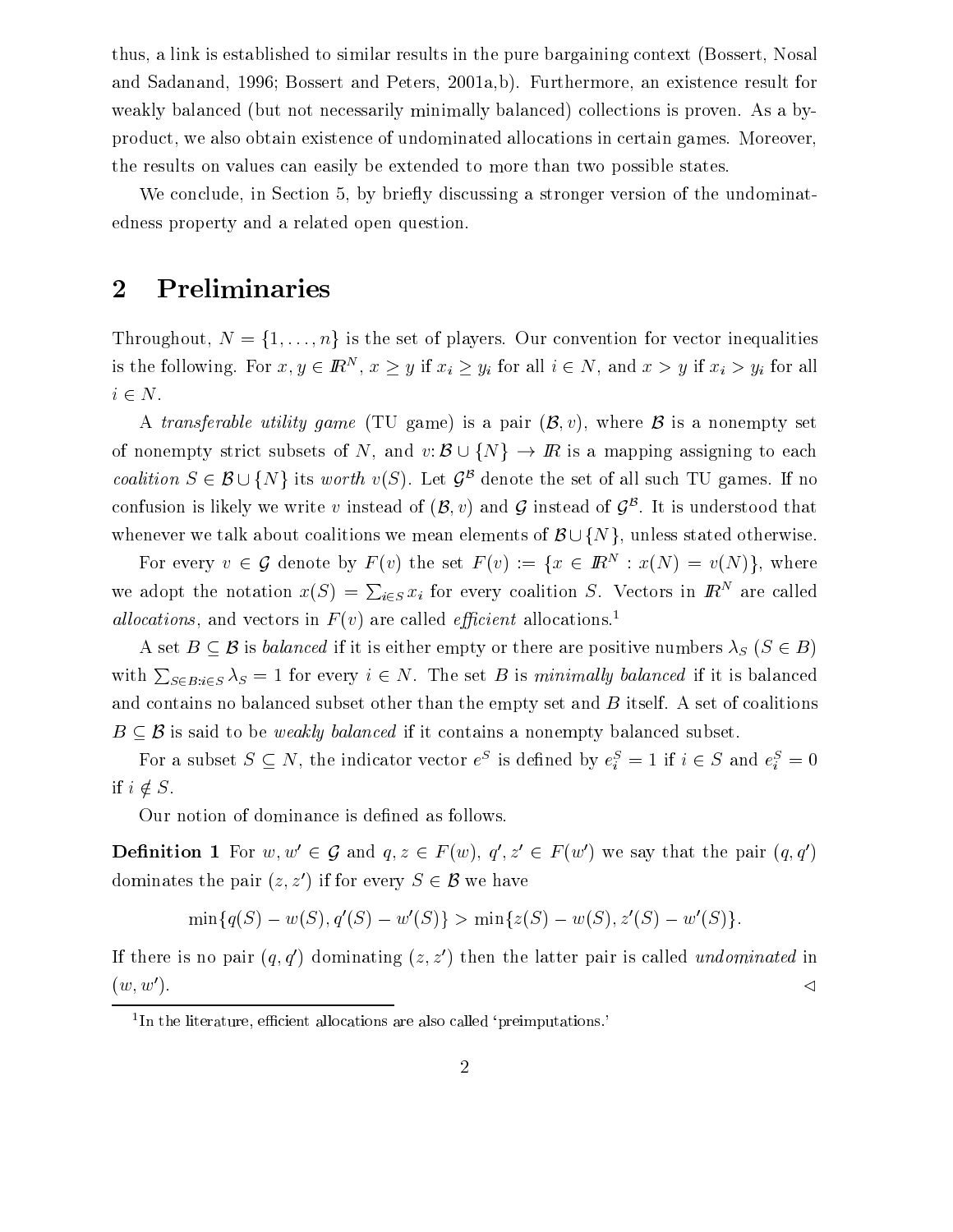thus, a link is established to similar results in the pure bargaining context (Bossert, Nosal and Sadanand, 1996; Bossert and Peters, 2001a,b). Furthermore, an existence result for weakly balanced (but not necessarily minimally balanced) collections is proven. As a by-product, we also obtain existence of undominated allocations in certain games. Moreover, the results on values can easily be extended to more than two possible states.

We conclude, in Section 5, by briefly discussing a stronger version of the undominatedness property and a related open question.

## 2 Preliminaries

Throughout, $N = \{1, \ldots, n\}$ is the set of players. Our convention for vector inequalities is the following. For $x, y \in \mathbb{R}^N$, $x \geq y$ if $x_i \geq y_i$ for all $i \in N$, and $x > y$ if $x_i > y_i$ for all $i \in N$.

A *transferable utility game* (TU game) is a pair $(\mathcal{B}, v)$, where $\mathcal{B}$ is a nonempty set of nonempty strict subsets of $N$, and $v \colon \mathcal{B} \cup \{N\} \to \mathbb{R}$ is a mapping assigning to each *coalition* $S \in \mathcal{B} \cup \{N\}$ its *worth* $v(S)$. Let $\mathcal{G}^{\mathcal{B}}$ denote the set of all such TU games. If no confusion is likely we write $v$ instead of $(\mathcal{B}, v)$ and $\mathcal{G}$ instead of $\mathcal{G}^{\mathcal{B}}$. It is understood that whenever we talk about coalitions we mean elements of $\mathcal{B} \cup \{N\}$, unless stated otherwise.

For every $v \in \mathcal{G}$ denote by $F(v)$ the set $F(v) := \{x \in \mathbb{R}^N : x(N) = v(N)\}$, where we adopt the notation $x(S) = \sum_{i \in S} x_i$ for every coalition $S$. Vectors in $\mathbb{R}^N$ are called *allocations*, and vectors in $F(v)$ are called *efficient* allocations.[1]

A set $B \subseteq \mathcal{B}$ is *balanced* if it is either empty or there are positive numbers $\lambda_S$ $(S \in B)$ with $\sum_{S \in B : i \in S} \lambda_S = 1$ for every $i \in N$. The set $B$ is *minimally balanced* if it is balanced and contains no balanced subset other than the empty set and $B$ itself. A set of coalitions $B \subseteq \mathcal{B}$ is said to be *weakly balanced* if it contains a nonempty balanced subset.

For a subset $S \subseteq N$, the indicator vector $e^S$ is defined by $e^S_i = 1$ if $i \in S$ and $e^S_i = 0$ if $i \notin S$.

Our notion of dominance is defined as follows.

**Definition 1** For $w, w' \in \mathcal{G}$ and $q, z \in F(w)$, $q', z' \in F(w')$ we say that the pair $(q, q')$ dominates the pair $(z, z')$ if for every $S \in \mathcal{B}$ we have

$$\min\{q(S) - w(S), q'(S) - w'(S)\} > \min\{z(S) - w(S), z'(S) - w'(S)\}.$$

If there is no pair $(q, q')$ dominating $(z, z')$ then the latter pair is called *undominated* in $(w, w')$. $\triangleleft$

[1] In the literature, efficient allocations are also called 'preimputations.'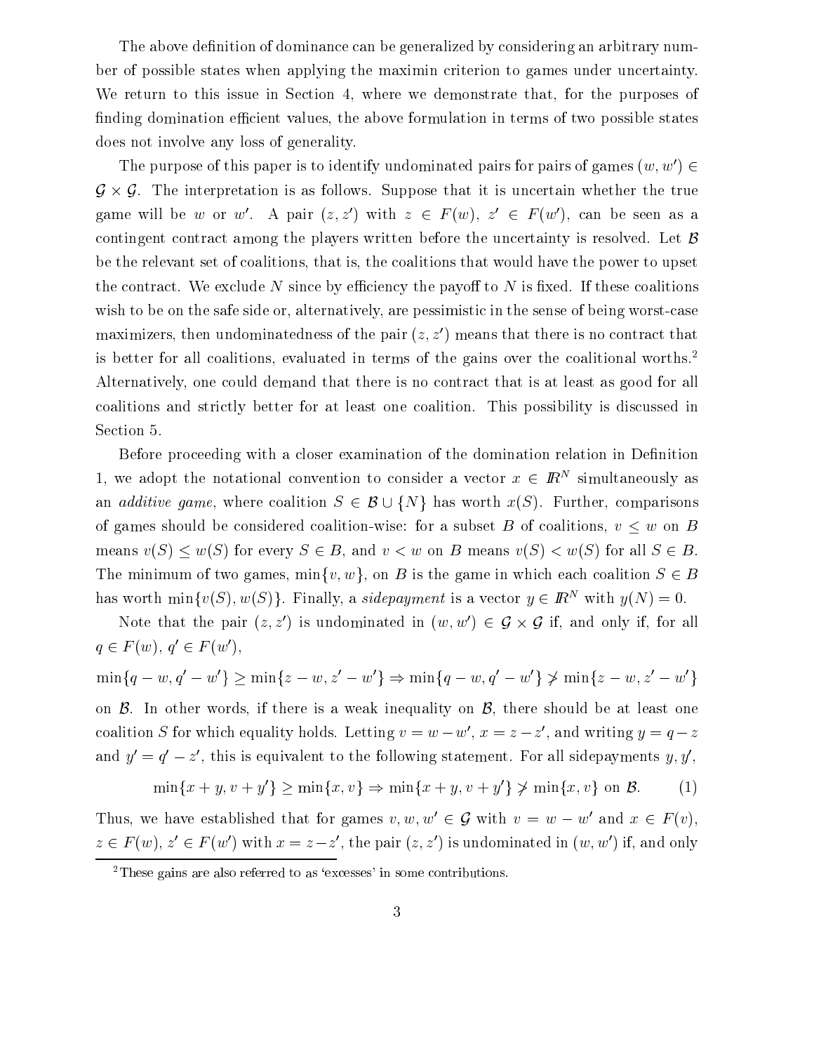The above definition of dominance can be generalized by considering an arbitrary number of possible states when applying the maximin criterion to games under uncertainty. We return to this issue in Section 4, where we demonstrate that, for the purposes of finding domination efficient values, the above formulation in terms of two possible states does not involve any loss of generality.

The purpose of this paper is to identify undominated pairs for pairs of games $(w, w') \in \mathcal{G} \times \mathcal{G}$. The interpretation is as follows. Suppose that it is uncertain whether the true game will be $w$ or $w'$. A pair $(z, z')$ with $z \in F(w)$, $z' \in F(w')$, can be seen as a contingent contract among the players written before the uncertainty is resolved. Let $\mathcal{B}$ be the relevant set of coalitions, that is, the coalitions that would have the power to upset the contract. We exclude $N$ since by efficiency the payoff to $N$ is fixed. If these coalitions wish to be on the safe side or, alternatively, are pessimistic in the sense of being worst-case maximizers, then undominatedness of the pair $(z, z')$ means that there is no contract that is better for all coalitions, evaluated in terms of the gains over the coalitional worths.[2] Alternatively, one could demand that there is no contract that is at least as good for all coalitions and strictly better for at least one coalition. This possibility is discussed in Section 5.

Before proceeding with a closer examination of the domination relation in Definition 1, we adopt the notational convention to consider a vector $x \in \mathbb{R}^N$ simultaneously as an *additive game*, where coalition $S \in \mathcal{B} \cup \{N\}$ has worth $x(S)$. Further, comparisons of games should be considered coalition-wise: for a subset $B$ of coalitions, $v \leq w$ on $B$ means $v(S) \leq w(S)$ for every $S \in B$, and $v < w$ on $B$ means $v(S) < w(S)$ for all $S \in B$. The minimum of two games, $\min\{v, w\}$, on $B$ is the game in which each coalition $S \in B$ has worth $\min\{v(S), w(S)\}$. Finally, a *sidepayment* is a vector $y \in \mathbb{R}^N$ with $y(N) = 0$.

Note that the pair $(z, z')$ is undominated in $(w, w') \in \mathcal{G} \times \mathcal{G}$ if, and only if, for all $q \in F(w)$, $q' \in F(w')$,

$$\min\{q - w, q' - w'\} \geq \min\{z - w, z' - w'\} \Rightarrow \min\{q - w, q' - w'\} \not> \min\{z - w, z' - w'\}$$

on $\mathcal{B}$. In other words, if there is a weak inequality on $\mathcal{B}$, there should be at least one coalition $S$ for which equality holds. Letting $v = w - w'$, $x = z - z'$, and writing $y = q - z$ and $y' = q' - z'$, this is equivalent to the following statement. For all sidepayments $y, y'$,

$$\min\{x + y, v + y'\} \geq \min\{x, v\} \Rightarrow \min\{x + y, v + y'\} \not> \min\{x, v\} \text{ on } \mathcal{B}. \qquad (1)$$

Thus, we have established that for games $v, w, w' \in \mathcal{G}$ with $v = w - w'$ and $x \in F(v)$, $z \in F(w)$, $z' \in F(w')$ with $x = z - z'$, the pair $(z, z')$ is undominated in $(w, w')$ if, and only

[2] These gains are also referred to as 'excesses' in some contributions.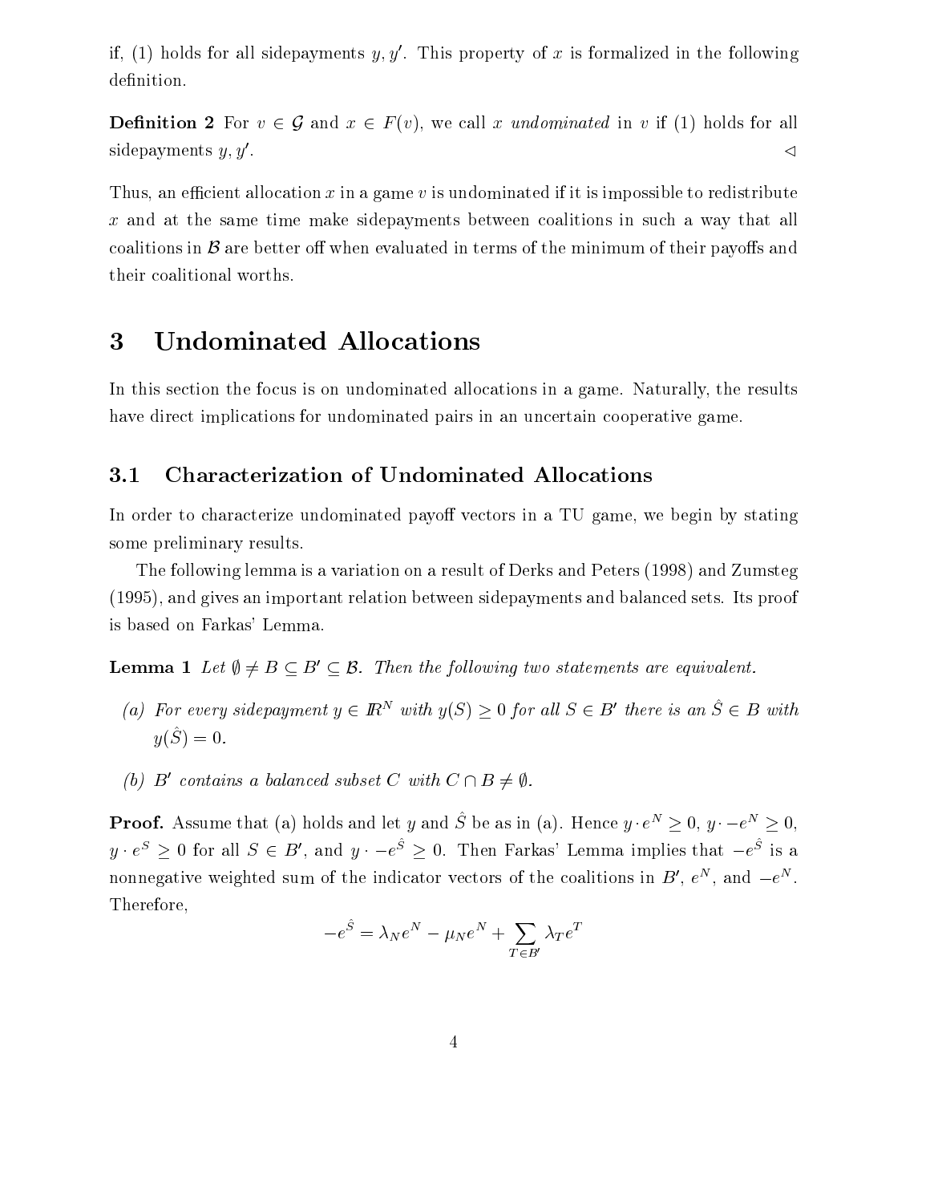if, (1) holds for all sidepayments $y, y'$. This property of $x$ is formalized in the following definition.

**Definition 2** For $v \in \mathcal{G}$ and $x \in F(v)$, we call $x$ *undominated* in $v$ if (1) holds for all sidepayments $y, y'$. $\triangleleft$

Thus, an efficient allocation $x$ in a game $v$ is undominated if it is impossible to redistribute $x$ and at the same time make sidepayments between coalitions in such a way that all coalitions in $\mathcal{B}$ are better off when evaluated in terms of the minimum of their payoffs and their coalitional worths.

# 3 Undominated Allocations

In this section the focus is on undominated allocations in a game. Naturally, the results have direct implications for undominated pairs in an uncertain cooperative game.

## 3.1 Characterization of Undominated Allocations

In order to characterize undominated payoff vectors in a TU game, we begin by stating some preliminary results.

The following lemma is a variation on a result of Derks and Peters (1998) and Zumsteg (1995), and gives an important relation between sidepayments and balanced sets. Its proof is based on Farkas' Lemma.

**Lemma 1** *Let $\emptyset \neq B \subseteq B' \subseteq \mathcal{B}$. Then the following two statements are equivalent.*

*(a) For every sidepayment $y \in \mathbb{R}^N$ with $y(S) \geq 0$ for all $S \in B'$ there is an $\hat{S} \in B$ with $y(\hat{S}) = 0$.*

*(b) $B'$ contains a balanced subset $C$ with $C \cap B \neq \emptyset$.*

**Proof.** Assume that (a) holds and let $y$ and $\hat{S}$ be as in (a). Hence $y \cdot e^N \geq 0$, $y \cdot -e^N \geq 0$, $y \cdot e^S \geq 0$ for all $S \in B'$, and $y \cdot -e^{\hat{S}} \geq 0$. Then Farkas' Lemma implies that $-e^{\hat{S}}$ is a nonnegative weighted sum of the indicator vectors of the coalitions in $B'$, $e^N$, and $-e^N$. Therefore,

$$-e^{\hat{S}} = \lambda_N e^N - \mu_N e^N + \sum_{T \in B'} \lambda_T e^T$$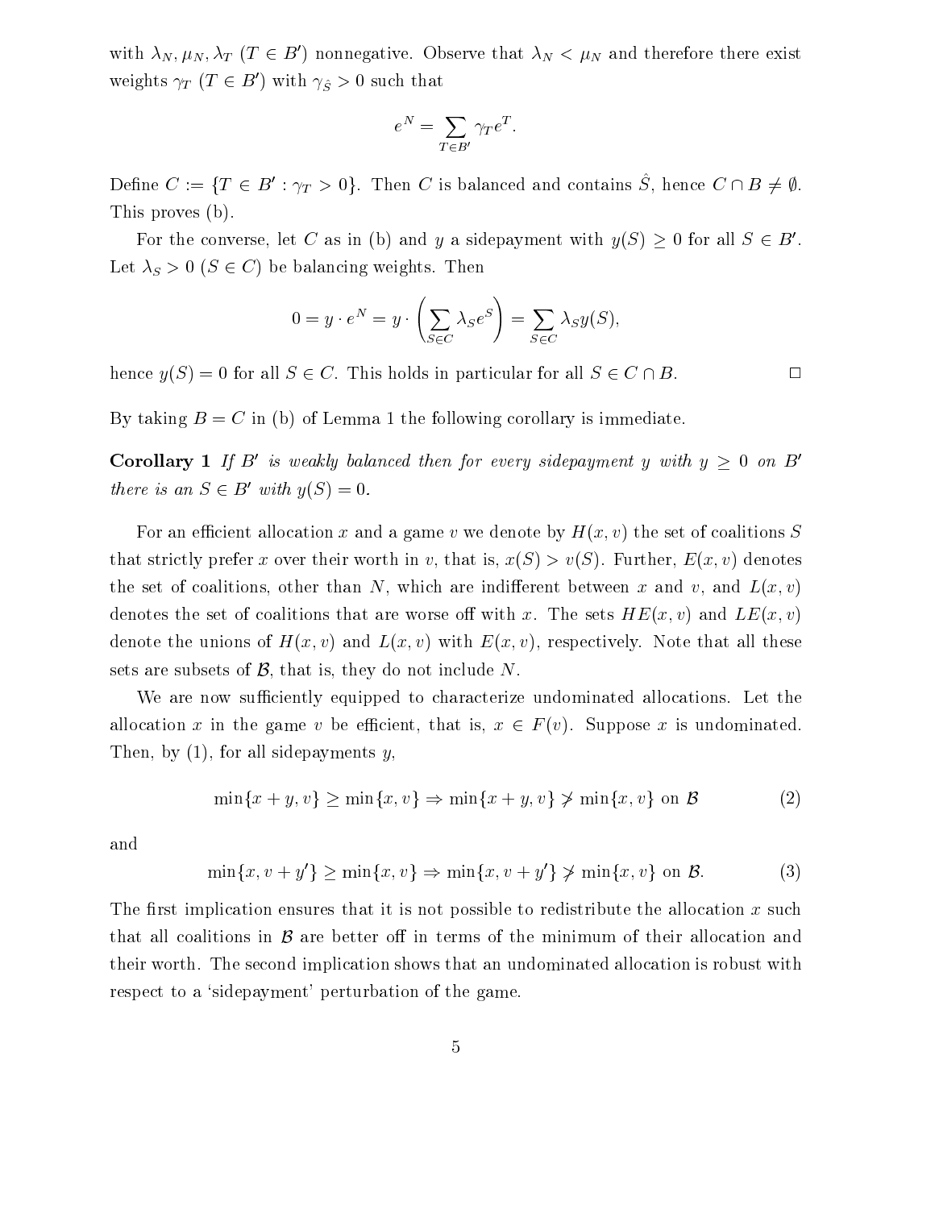with $\lambda_N, \mu_N, \lambda_T$ ($T \in B'$) nonnegative. Observe that $\lambda_N < \mu_N$ and therefore there exist weights $\gamma_T$ ($T \in B'$) with $\gamma_{\hat{S}} > 0$ such that

$$e^N = \sum_{T \in B'} \gamma_T e^T.$$

Define $C := \{T \in B' : \gamma_T > 0\}$. Then $C$ is balanced and contains $\hat{S}$, hence $C \cap B \neq \emptyset$. This proves (b).

For the converse, let $C$ as in (b) and $y$ a sidepayment with $y(S) \geq 0$ for all $S \in B'$. Let $\lambda_S > 0$ ($S \in C$) be balancing weights. Then

$$0 = y \cdot e^N = y \cdot \left( \sum_{S \in C} \lambda_S e^S \right) = \sum_{S \in C} \lambda_S y(S),$$

hence $y(S) = 0$ for all $S \in C$. This holds in particular for all $S \in C \cap B$. □

By taking $B = C$ in (b) of Lemma 1 the following corollary is immediate.

**Corollary 1** *If $B'$ is weakly balanced then for every sidepayment $y$ with $y \geq 0$ on $B'$ there is an $S \in B'$ with $y(S) = 0$.*

For an efficient allocation $x$ and a game $v$ we denote by $H(x, v)$ the set of coalitions $S$ that strictly prefer $x$ over their worth in $v$, that is, $x(S) > v(S)$. Further, $E(x, v)$ denotes the set of coalitions, other than $N$, which are indifferent between $x$ and $v$, and $L(x, v)$ denotes the set of coalitions that are worse off with $x$. The sets $HE(x, v)$ and $LE(x, v)$ denote the unions of $H(x, v)$ and $L(x, v)$ with $E(x, v)$, respectively. Note that all these sets are subsets of $\mathcal{B}$, that is, they do not include $N$.

We are now sufficiently equipped to characterize undominated allocations. Let the allocation $x$ in the game $v$ be efficient, that is, $x \in F(v)$. Suppose $x$ is undominated. Then, by (1), for all sidepayments $y$,

$$\min\{x + y, v\} \geq \min\{x, v\} \Rightarrow \min\{x + y, v\} \not> \min\{x, v\} \text{ on } \mathcal{B} \tag{2}$$

and

$$\min\{x, v + y'\} \geq \min\{x, v\} \Rightarrow \min\{x, v + y'\} \not> \min\{x, v\} \text{ on } \mathcal{B}. \tag{3}$$

The first implication ensures that it is not possible to redistribute the allocation $x$ such that all coalitions in $\mathcal{B}$ are better off in terms of the minimum of their allocation and their worth. The second implication shows that an undominated allocation is robust with respect to a 'sidepayment' perturbation of the game.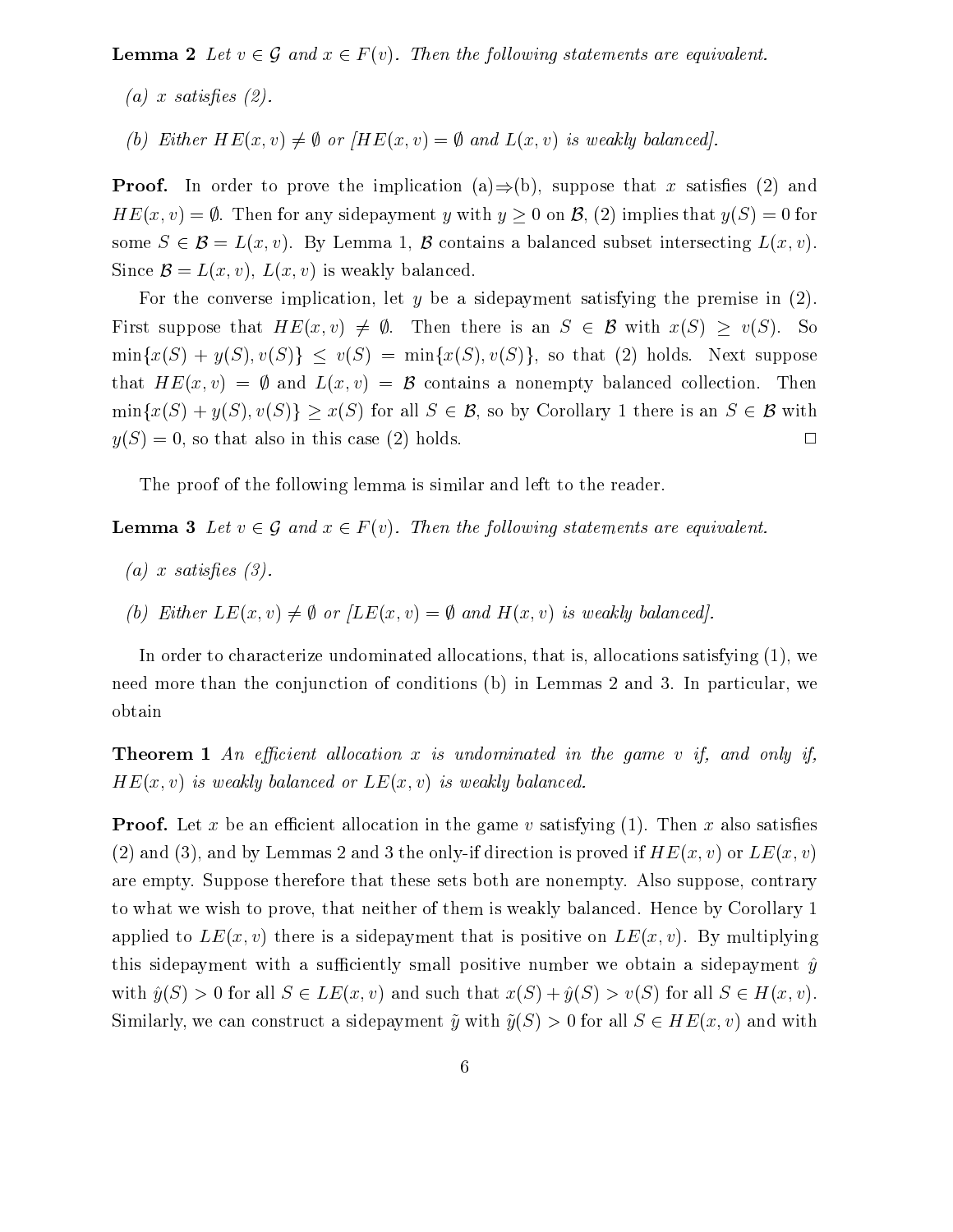**Lemma 2** *Let $v \in \mathcal{G}$ and $x \in F(v)$. Then the following statements are equivalent.*

*(a) $x$ satisfies (2).*

*(b) Either $HE(x,v) \neq \emptyset$ or [$HE(x,v) = \emptyset$ and $L(x,v)$ is weakly balanced].*

**Proof.** In order to prove the implication (a)$\Rightarrow$(b), suppose that $x$ satisfies (2) and $HE(x,v) = \emptyset$. Then for any sidepayment $y$ with $y \geq 0$ on $\mathcal{B}$, (2) implies that $y(S) = 0$ for some $S \in \mathcal{B} = L(x,v)$. By Lemma 1, $\mathcal{B}$ contains a balanced subset intersecting $L(x,v)$. Since $\mathcal{B} = L(x,v)$, $L(x,v)$ is weakly balanced.

For the converse implication, let $y$ be a sidepayment satisfying the premise in (2). First suppose that $HE(x,v) \neq \emptyset$. Then there is an $S \in \mathcal{B}$ with $x(S) \geq v(S)$. So $\min\{x(S) + y(S), v(S)\} \leq v(S) = \min\{x(S), v(S)\}$, so that (2) holds. Next suppose that $HE(x,v) = \emptyset$ and $L(x,v) = \mathcal{B}$ contains a nonempty balanced collection. Then $\min\{x(S) + y(S), v(S)\} \geq x(S)$ for all $S \in \mathcal{B}$, so by Corollary 1 there is an $S \in \mathcal{B}$ with $y(S) = 0$, so that also in this case (2) holds. $\square$

The proof of the following lemma is similar and left to the reader.

**Lemma 3** *Let $v \in \mathcal{G}$ and $x \in F(v)$. Then the following statements are equivalent.*

*(a) $x$ satisfies (3).*

*(b) Either $LE(x,v) \neq \emptyset$ or [$LE(x,v) = \emptyset$ and $H(x,v)$ is weakly balanced].*

In order to characterize undominated allocations, that is, allocations satisfying (1), we need more than the conjunction of conditions (b) in Lemmas 2 and 3. In particular, we obtain

**Theorem 1** *An efficient allocation $x$ is undominated in the game $v$ if, and only if, $HE(x,v)$ is weakly balanced or $LE(x,v)$ is weakly balanced.*

**Proof.** Let $x$ be an efficient allocation in the game $v$ satisfying (1). Then $x$ also satisfies (2) and (3), and by Lemmas 2 and 3 the only-if direction is proved if $HE(x,v)$ or $LE(x,v)$ are empty. Suppose therefore that these sets both are nonempty. Also suppose, contrary to what we wish to prove, that neither of them is weakly balanced. Hence by Corollary 1 applied to $LE(x,v)$ there is a sidepayment that is positive on $LE(x,v)$. By multiplying this sidepayment with a sufficiently small positive number we obtain a sidepayment $\hat{y}$ with $\hat{y}(S) > 0$ for all $S \in LE(x,v)$ and such that $x(S) + \hat{y}(S) > v(S)$ for all $S \in H(x,v)$. Similarly, we can construct a sidepayment $\tilde{y}$ with $\tilde{y}(S) > 0$ for all $S \in HE(x,v)$ and with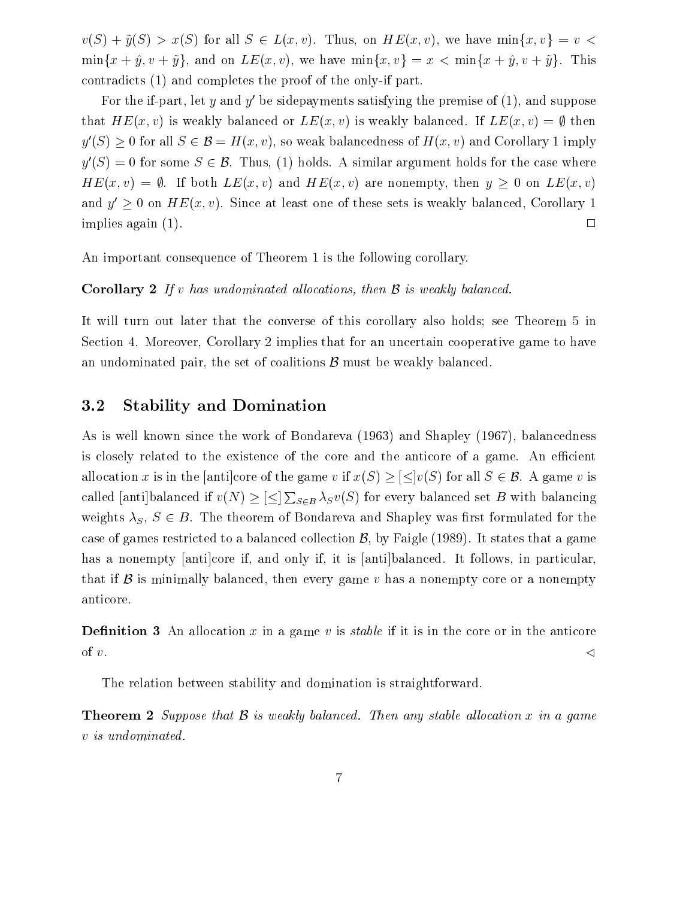$v(S) + \tilde{y}(S) > x(S)$ for all $S \in L(x,v)$. Thus, on $HE(x,v)$, we have $\min\{x,v\} = v < \min\{x + \hat{y}, v + \tilde{y}\}$, and on $LE(x,v)$, we have $\min\{x,v\} = x < \min\{x + \hat{y}, v + \tilde{y}\}$. This contradicts (1) and completes the proof of the only-if part.

For the if-part, let $y$ and $y'$ be sidepayments satisfying the premise of (1), and suppose that $HE(x,v)$ is weakly balanced or $LE(x,v)$ is weakly balanced. If $LE(x,v) = \emptyset$ then $y'(S) \geq 0$ for all $S \in \mathcal{B} = H(x,v)$, so weak balancedness of $H(x,v)$ and Corollary 1 imply $y'(S) = 0$ for some $S \in \mathcal{B}$. Thus, (1) holds. A similar argument holds for the case where $HE(x,v) = \emptyset$. If both $LE(x,v)$ and $HE(x,v)$ are nonempty, then $y \geq 0$ on $LE(x,v)$ and $y' \geq 0$ on $HE(x,v)$. Since at least one of these sets is weakly balanced, Corollary 1 implies again (1). □

An important consequence of Theorem 1 is the following corollary.

**Corollary 2** *If $v$ has undominated allocations, then $\mathcal{B}$ is weakly balanced.*

It will turn out later that the converse of this corollary also holds; see Theorem 5 in Section 4. Moreover, Corollary 2 implies that for an uncertain cooperative game to have an undominated pair, the set of coalitions $\mathcal{B}$ must be weakly balanced.

## 3.2 Stability and Domination

As is well known since the work of Bondareva (1963) and Shapley (1967), balancedness is closely related to the existence of the core and the anticore of a game. An efficient allocation $x$ is in the [anti]core of the game $v$ if $x(S) \geq [\leq] v(S)$ for all $S \in \mathcal{B}$. A game $v$ is called [anti]balanced if $v(N) \geq [\leq] \sum_{S \in B} \lambda_S v(S)$ for every balanced set $B$ with balancing weights $\lambda_S$, $S \in B$. The theorem of Bondareva and Shapley was first formulated for the case of games restricted to a balanced collection $\mathcal{B}$, by Faigle (1989). It states that a game has a nonempty [anti]core if, and only if, it is [anti]balanced. It follows, in particular, that if $\mathcal{B}$ is minimally balanced, then every game $v$ has a nonempty core or a nonempty anticore.

**Definition 3** An allocation $x$ in a game $v$ is *stable* if it is in the core or in the anticore of $v$. ◁

The relation between stability and domination is straightforward.

**Theorem 2** *Suppose that $\mathcal{B}$ is weakly balanced. Then any stable allocation $x$ in a game $v$ is undominated.*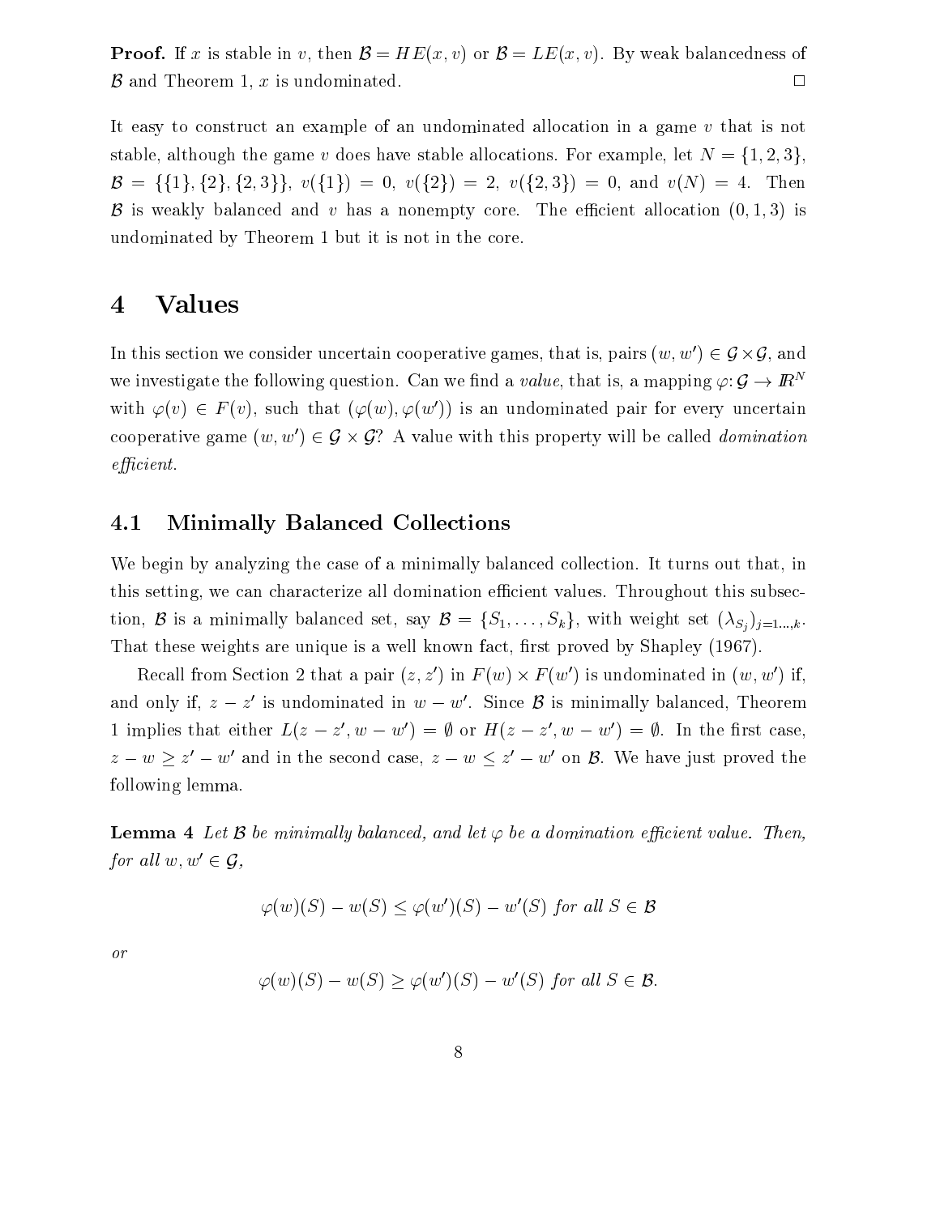**Proof.** If $x$ is stable in $v$, then $\mathcal{B} = HE(x, v)$ or $\mathcal{B} = LE(x, v)$. By weak balancedness of $\mathcal{B}$ and Theorem 1, $x$ is undominated. $\square$

It easy to construct an example of an undominated allocation in a game $v$ that is not stable, although the game $v$ does have stable allocations. For example, let $N = \{1, 2, 3\}$, $\mathcal{B} = \{\{1\}, \{2\}, \{2, 3\}\}$, $v(\{1\}) = 0$, $v(\{2\}) = 2$, $v(\{2, 3\}) = 0$, and $v(N) = 4$. Then $\mathcal{B}$ is weakly balanced and $v$ has a nonempty core. The efficient allocation $(0, 1, 3)$ is undominated by Theorem 1 but it is not in the core.

# 4 Values

In this section we consider uncertain cooperative games, that is, pairs $(w, w') \in \mathcal{G} \times \mathcal{G}$, and we investigate the following question. Can we find a *value*, that is, a mapping $\varphi: \mathcal{G} \to I\!R^N$ with $\varphi(v) \in F(v)$, such that $(\varphi(w), \varphi(w'))$ is an undominated pair for every uncertain cooperative game $(w, w') \in \mathcal{G} \times \mathcal{G}$? A value with this property will be called *domination efficient.*

## 4.1 Minimally Balanced Collections

We begin by analyzing the case of a minimally balanced collection. It turns out that, in this setting, we can characterize all domination efficient values. Throughout this subsection, $\mathcal{B}$ is a minimally balanced set, say $\mathcal{B} = \{S_1, \ldots, S_k\}$, with weight set $(\lambda_{S_j})_{j=1\ldots,k}$. That these weights are unique is a well known fact, first proved by Shapley (1967).

Recall from Section 2 that a pair $(z, z')$ in $F(w) \times F(w')$ is undominated in $(w, w')$ if, and only if, $z - z'$ is undominated in $w - w'$. Since $\mathcal{B}$ is minimally balanced, Theorem 1 implies that either $L(z - z', w - w') = \emptyset$ or $H(z - z', w - w') = \emptyset$. In the first case, $z - w \geq z' - w'$ and in the second case, $z - w \leq z' - w'$ on $\mathcal{B}$. We have just proved the following lemma.

**Lemma 4** *Let $\mathcal{B}$ be minimally balanced, and let $\varphi$ be a domination efficient value. Then, for all $w, w' \in \mathcal{G}$,*

$$\varphi(w)(S) - w(S) \leq \varphi(w')(S) - w'(S) \text{ for all } S \in \mathcal{B}$$

*or*

$$\varphi(w)(S) - w(S) \geq \varphi(w')(S) - w'(S) \text{ for all } S \in \mathcal{B}.$$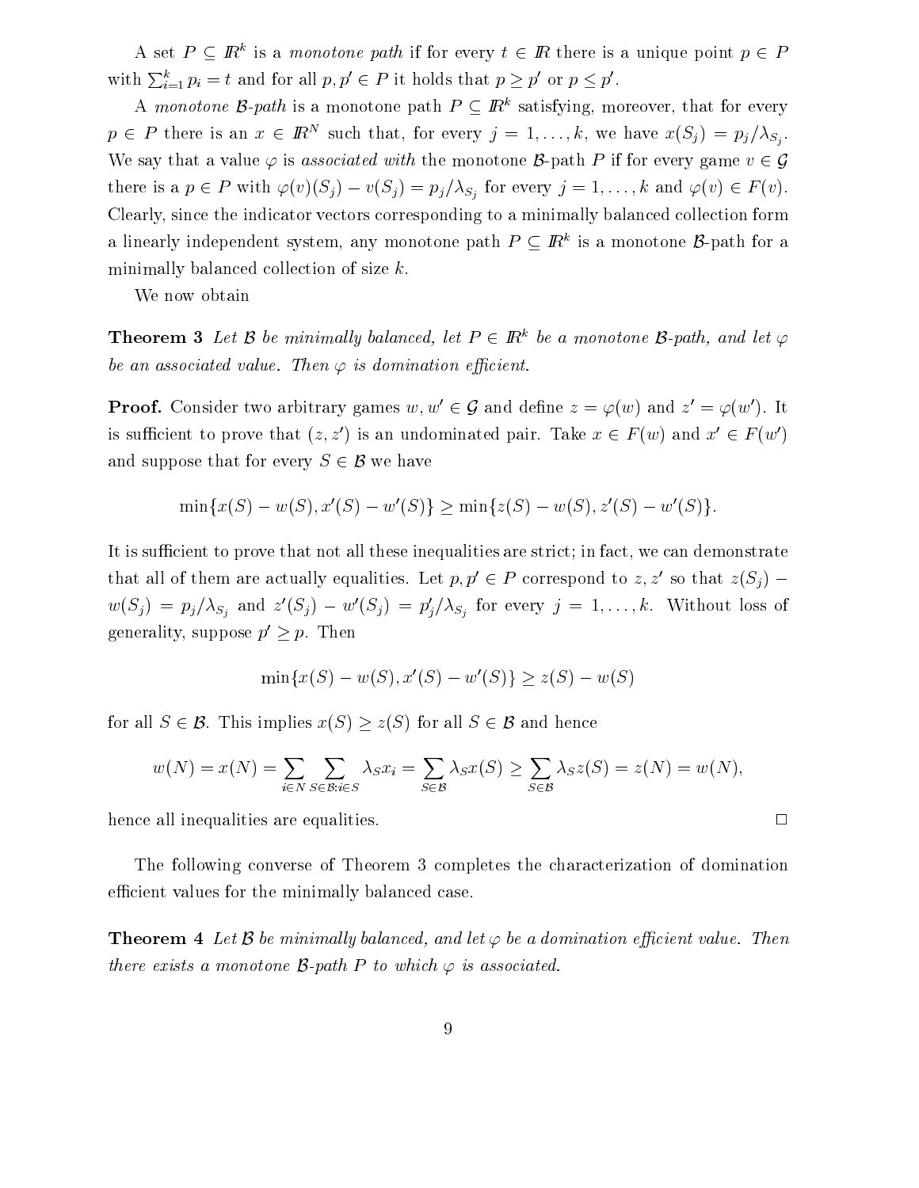A set $P \subseteq \mathbb{R}^k$ is a *monotone path* if for every $t \in \mathbb{R}$ there is a unique point $p \in P$ with $\sum_{i=1}^k p_i = t$ and for all $p, p' \in P$ it holds that $p \geq p'$ or $p \leq p'$.

A *monotone $\mathcal{B}$-path* is a monotone path $P \subseteq \mathbb{R}^k$ satisfying, moreover, that for every $p \in P$ there is an $x \in \mathbb{R}^N$ such that, for every $j = 1, \ldots, k$, we have $x(S_j) = p_j/\lambda_{S_j}$. We say that a value $\varphi$ is *associated with* the monotone $\mathcal{B}$-path $P$ if for every game $v \in \mathcal{G}$ there is a $p \in P$ with $\varphi(v)(S_j) - v(S_j) = p_j/\lambda_{S_j}$ for every $j = 1, \ldots, k$ and $\varphi(v) \in F(v)$. Clearly, since the indicator vectors corresponding to a minimally balanced collection form a linearly independent system, any monotone path $P \subseteq \mathbb{R}^k$ is a monotone $\mathcal{B}$-path for a minimally balanced collection of size $k$.

We now obtain

**Theorem 3** *Let $\mathcal{B}$ be minimally balanced, let $P \in \mathbb{R}^k$ be a monotone $\mathcal{B}$-path, and let $\varphi$ be an associated value. Then $\varphi$ is domination efficient.*

**Proof.** Consider two arbitrary games $w, w' \in \mathcal{G}$ and define $z = \varphi(w)$ and $z' = \varphi(w')$. It is sufficient to prove that $(z, z')$ is an undominated pair. Take $x \in F(w)$ and $x' \in F(w')$ and suppose that for every $S \in \mathcal{B}$ we have

$$\min\{x(S) - w(S), x'(S) - w'(S)\} \geq \min\{z(S) - w(S), z'(S) - w'(S)\}.$$

It is sufficient to prove that not all these inequalities are strict; in fact, we can demonstrate that all of them are actually equalities. Let $p, p' \in P$ correspond to $z, z'$ so that $z(S_j) - w(S_j) = p_j/\lambda_{S_j}$ and $z'(S_j) - w'(S_j) = p'_j/\lambda_{S_j}$ for every $j = 1, \ldots, k$. Without loss of generality, suppose $p' \geq p$. Then

$$\min\{x(S) - w(S), x'(S) - w'(S)\} \geq z(S) - w(S)$$

for all $S \in \mathcal{B}$. This implies $x(S) \geq z(S)$ for all $S \in \mathcal{B}$ and hence

$$w(N) = x(N) = \sum_{i \in N} \sum_{S \in \mathcal{B}: i \in S} \lambda_S x_i = \sum_{S \in \mathcal{B}} \lambda_S x(S) \geq \sum_{S \in \mathcal{B}} \lambda_S z(S) = z(N) = w(N),$$

hence all inequalities are equalities. □

The following converse of Theorem 3 completes the characterization of domination efficient values for the minimally balanced case.

**Theorem 4** *Let $\mathcal{B}$ be minimally balanced, and let $\varphi$ be a domination efficient value. Then there exists a monotone $\mathcal{B}$-path $P$ to which $\varphi$ is associated.*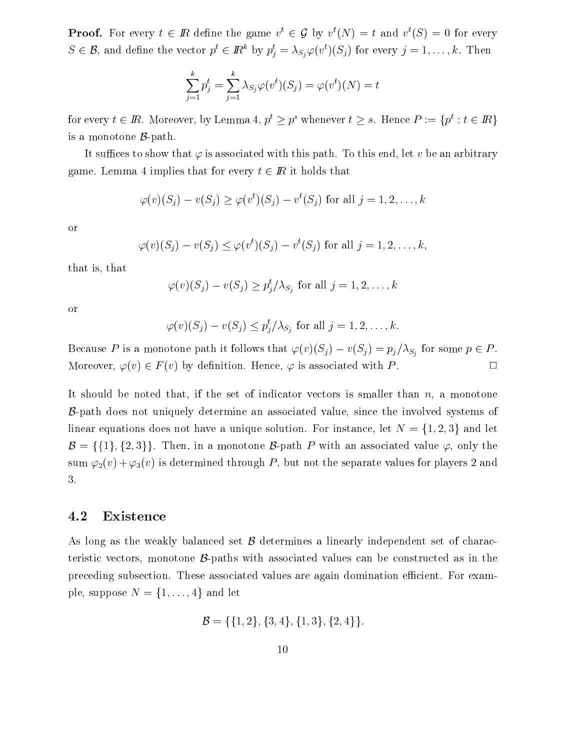**Proof.** For every $t \in I\!R$ define the game $v^t \in \mathcal{G}$ by $v^t(N) = t$ and $v^t(S) = 0$ for every $S \in \mathcal{B}$, and define the vector $p^t \in I\!R^k$ by $p^t_j = \lambda_{S_j}\varphi(v^t)(S_j)$ for every $j = 1, \ldots, k$. Then

$$\sum_{j=1}^{k} p^t_j = \sum_{j=1}^{k} \lambda_{S_j}\varphi(v^t)(S_j) = \varphi(v^t)(N) = t$$

for every $t \in I\!R$. Moreover, by Lemma 4, $p^t \geq p^s$ whenever $t \geq s$. Hence $P := \{p^t : t \in I\!R\}$ is a monotone $\mathcal{B}$-path.

It suffices to show that $\varphi$ is associated with this path. To this end, let $v$ be an arbitrary game. Lemma 4 implies that for every $t \in I\!R$ it holds that

$$\varphi(v)(S_j) - v(S_j) \geq \varphi(v^t)(S_j) - v^t(S_j) \text{ for all } j = 1, 2, \ldots, k$$

or

$$\varphi(v)(S_j) - v(S_j) \leq \varphi(v^t)(S_j) - v^t(S_j) \text{ for all } j = 1, 2, \ldots, k,$$

that is, that

$$\varphi(v)(S_j) - v(S_j) \geq p^t_j/\lambda_{S_j} \text{ for all } j = 1, 2, \ldots, k$$

or

$$\varphi(v)(S_j) - v(S_j) \leq p^t_j/\lambda_{S_j} \text{ for all } j = 1, 2, \ldots, k.$$

Because $P$ is a monotone path it follows that $\varphi(v)(S_j) - v(S_j) = p_j/\lambda_{S_j}$ for some $p \in P$. Moreover, $\varphi(v) \in F(v)$ by definition. Hence, $\varphi$ is associated with $P$. □

It should be noted that, if the set of indicator vectors is smaller than $n$, a monotone $\mathcal{B}$-path does not uniquely determine an associated value, since the involved systems of linear equations does not have a unique solution. For instance, let $N = \{1, 2, 3\}$ and let $\mathcal{B} = \{\{1\}, \{2, 3\}\}$. Then, in a monotone $\mathcal{B}$-path $P$ with an associated value $\varphi$, only the sum $\varphi_2(v) + \varphi_3(v)$ is determined through $P$, but not the separate values for players 2 and 3.

## 4.2 Existence

As long as the weakly balanced set $\mathcal{B}$ determines a linearly independent set of characteristic vectors, monotone $\mathcal{B}$-paths with associated values can be constructed as in the preceding subsection. These associated values are again domination efficient. For example, suppose $N = \{1, \ldots, 4\}$ and let

$$\mathcal{B} = \{\{1, 2\}, \{3, 4\}, \{1, 3\}, \{2, 4\}\}.$$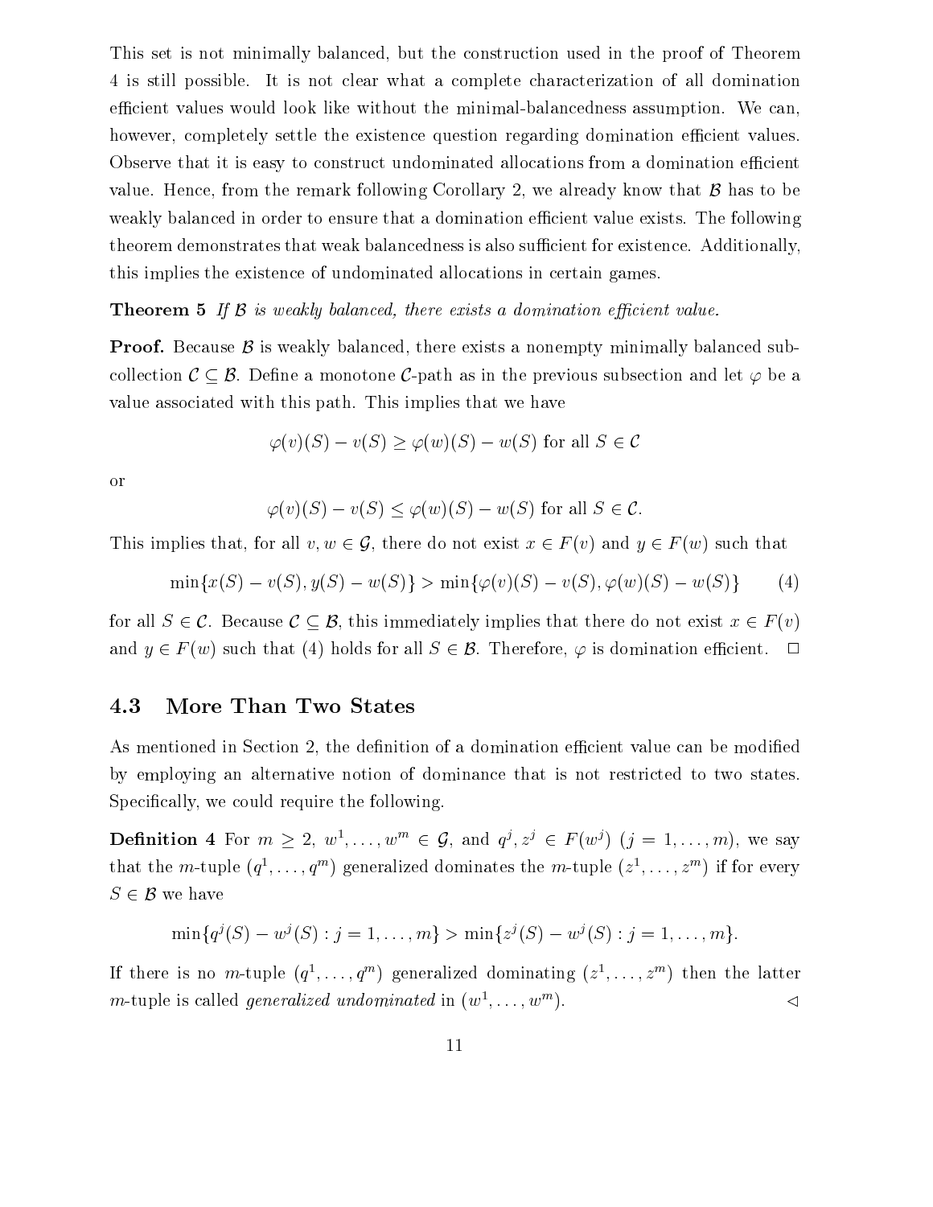This set is not minimally balanced, but the construction used in the proof of Theorem 4 is still possible. It is not clear what a complete characterization of all domination efficient values would look like without the minimal-balancedness assumption. We can, however, completely settle the existence question regarding domination efficient values. Observe that it is easy to construct undominated allocations from a domination efficient value. Hence, from the remark following Corollary 2, we already know that $\mathcal{B}$ has to be weakly balanced in order to ensure that a domination efficient value exists. The following theorem demonstrates that weak balancedness is also sufficient for existence. Additionally, this implies the existence of undominated allocations in certain games.

**Theorem 5** *If $\mathcal{B}$ is weakly balanced, there exists a domination efficient value.*

**Proof.** Because $\mathcal{B}$ is weakly balanced, there exists a nonempty minimally balanced subcollection $\mathcal{C} \subseteq \mathcal{B}$. Define a monotone $\mathcal{C}$-path as in the previous subsection and let $\varphi$ be a value associated with this path. This implies that we have

$$\varphi(v)(S) - v(S) \geq \varphi(w)(S) - w(S) \text{ for all } S \in \mathcal{C}$$

or

$$\varphi(v)(S) - v(S) \leq \varphi(w)(S) - w(S) \text{ for all } S \in \mathcal{C}.$$

This implies that, for all $v, w \in \mathcal{G}$, there do not exist $x \in F(v)$ and $y \in F(w)$ such that

$$\min\{x(S) - v(S), y(S) - w(S)\} > \min\{\varphi(v)(S) - v(S), \varphi(w)(S) - w(S)\} \qquad (4)$$

for all $S \in \mathcal{C}$. Because $\mathcal{C} \subseteq \mathcal{B}$, this immediately implies that there do not exist $x \in F(v)$ and $y \in F(w)$ such that (4) holds for all $S \in \mathcal{B}$. Therefore, $\varphi$ is domination efficient. $\square$

### 4.3 More Than Two States

As mentioned in Section 2, the definition of a domination efficient value can be modified by employing an alternative notion of dominance that is not restricted to two states. Specifically, we could require the following.

**Definition 4** For $m \geq 2$, $w^1, \ldots, w^m \in \mathcal{G}$, and $q^j, z^j \in F(w^j)$ $(j = 1, \ldots, m)$, we say that the $m$-tuple $(q^1, \ldots, q^m)$ generalized dominates the $m$-tuple $(z^1, \ldots, z^m)$ if for every $S \in \mathcal{B}$ we have

$$\min\{q^j(S) - w^j(S) : j = 1, \ldots, m\} > \min\{z^j(S) - w^j(S) : j = 1, \ldots, m\}.$$

If there is no $m$-tuple $(q^1, \ldots, q^m)$ generalized dominating $(z^1, \ldots, z^m)$ then the latter $m$-tuple is called *generalized undominated* in $(w^1, \ldots, w^m)$. $\triangleleft$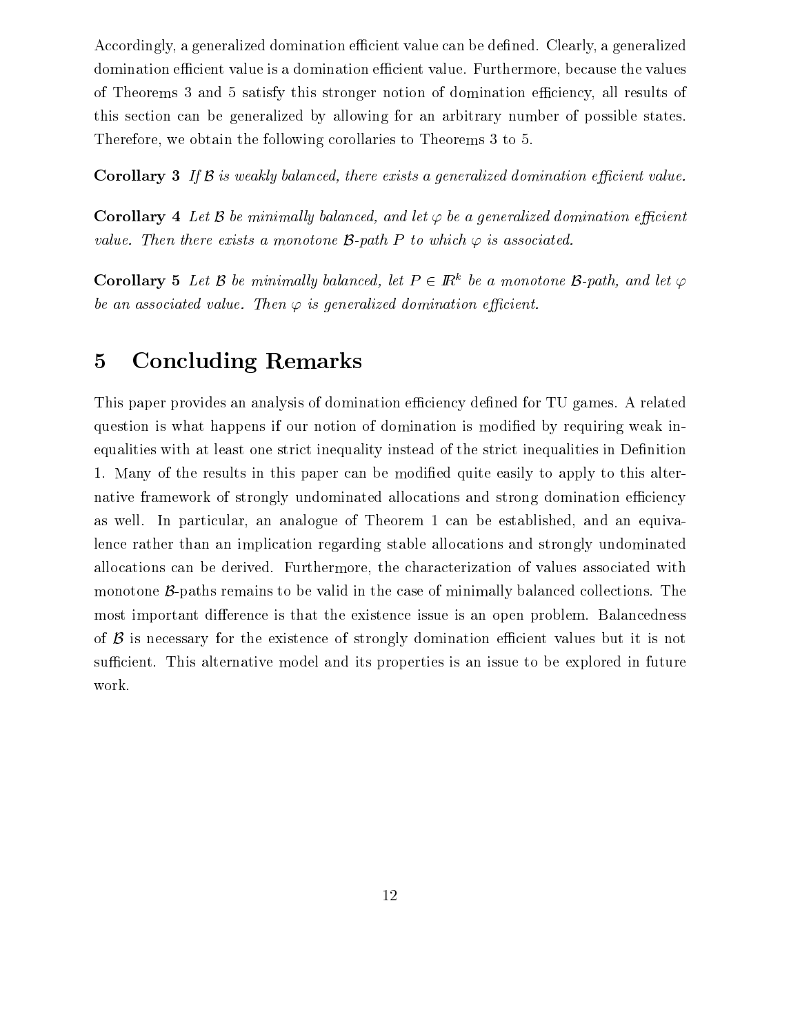Accordingly, a generalized domination efficient value can be defined. Clearly, a generalized domination efficient value is a domination efficient value. Furthermore, because the values of Theorems 3 and 5 satisfy this stronger notion of domination efficiency, all results of this section can be generalized by allowing for an arbitrary number of possible states. Therefore, we obtain the following corollaries to Theorems 3 to 5.

**Corollary 3** *If $\mathcal{B}$ is weakly balanced, there exists a generalized domination efficient value.*

**Corollary 4** *Let $\mathcal{B}$ be minimally balanced, and let $\varphi$ be a generalized domination efficient value. Then there exists a monotone $\mathcal{B}$-path $P$ to which $\varphi$ is associated.*

**Corollary 5** *Let $\mathcal{B}$ be minimally balanced, let $P \in \mathbb{R}^k$ be a monotone $\mathcal{B}$-path, and let $\varphi$ be an associated value. Then $\varphi$ is generalized domination efficient.*

## 5 Concluding Remarks

This paper provides an analysis of domination efficiency defined for TU games. A related question is what happens if our notion of domination is modified by requiring weak inequalities with at least one strict inequality instead of the strict inequalities in Definition 1. Many of the results in this paper can be modified quite easily to apply to this alternative framework of strongly undominated allocations and strong domination efficiency as well. In particular, an analogue of Theorem 1 can be established, and an equivalence rather than an implication regarding stable allocations and strongly undominated allocations can be derived. Furthermore, the characterization of values associated with monotone $\mathcal{B}$-paths remains to be valid in the case of minimally balanced collections. The most important difference is that the existence issue is an open problem. Balancedness of $\mathcal{B}$ is necessary for the existence of strongly domination efficient values but it is not sufficient. This alternative model and its properties is an issue to be explored in future work.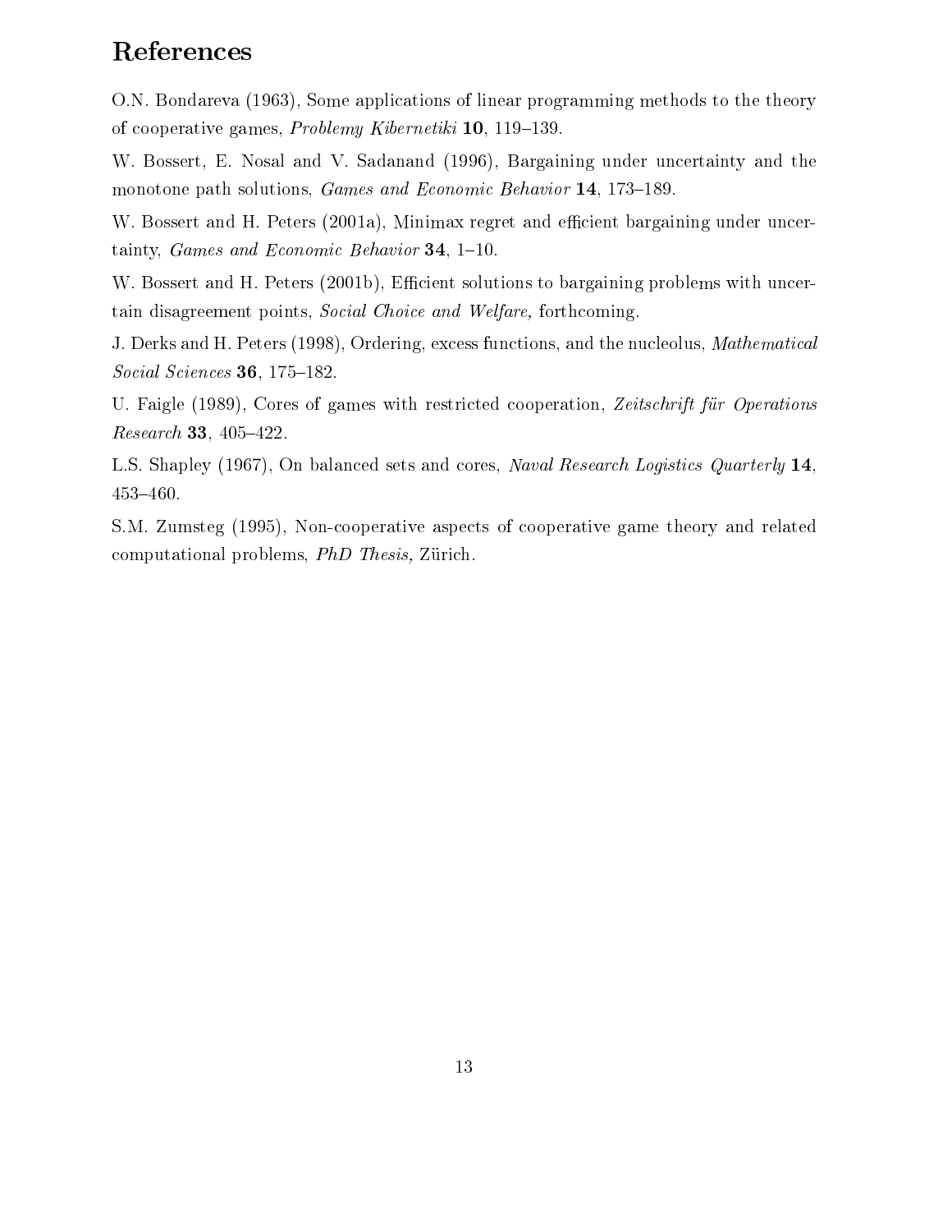# References

O.N. Bondareva (1963), Some applications of linear programming methods to the theory of cooperative games, *Problemy Kibernetiki* **10**, 119–139.

W. Bossert, E. Nosal and V. Sadanand (1996), Bargaining under uncertainty and the monotone path solutions, *Games and Economic Behavior* **14**, 173–189.

W. Bossert and H. Peters (2001a), Minimax regret and efficient bargaining under uncertainty, *Games and Economic Behavior* **34**, 1–10.

W. Bossert and H. Peters (2001b), Efficient solutions to bargaining problems with uncertain disagreement points, *Social Choice and Welfare,* forthcoming.

J. Derks and H. Peters (1998), Ordering, excess functions, and the nucleolus, *Mathematical Social Sciences* **36**, 175–182.

U. Faigle (1989), Cores of games with restricted cooperation, *Zeitschrift für Operations Research* **33**, 405–422.

L.S. Shapley (1967), On balanced sets and cores, *Naval Research Logistics Quarterly* **14**, 453–460.

S.M. Zumsteg (1995), Non-cooperative aspects of cooperative game theory and related computational problems, *PhD Thesis,* Zürich.